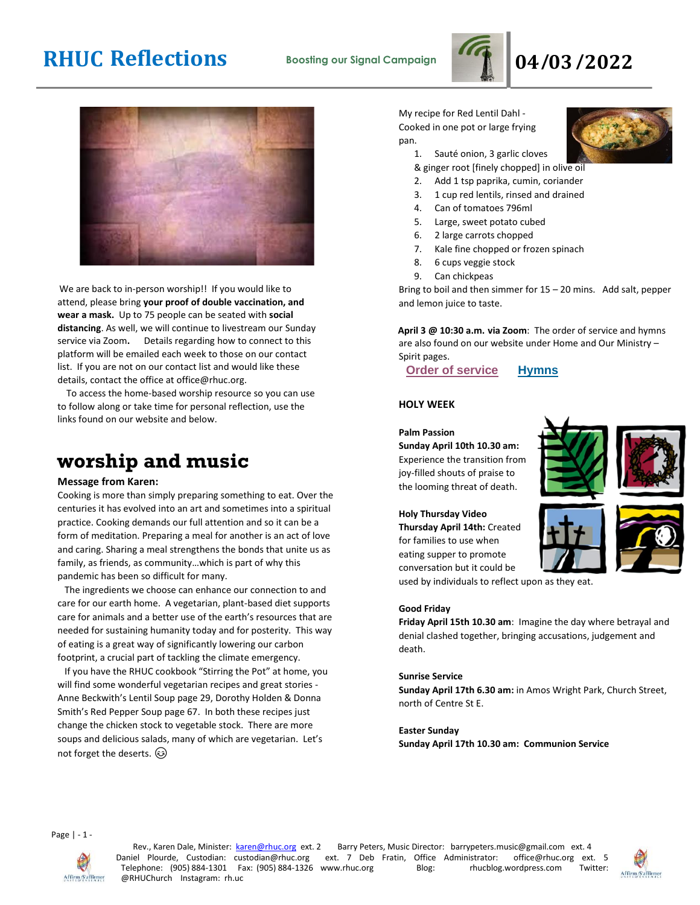# RHUC Reflections

**Boosting our Signal Campaign**

# 04/03/2022

We are back to in-person worship!! If you would like to attend, please bring **your proof of double vaccination, and wear a mask.** Up to 75 people can be seated with **social distancing**. As well, we will continue to livestream our Sunday service via Zoom**.** Details regarding how to connect to this platform will be emailed each week to those on our contact list. If you are not on our contact list and would like these details, contact the office at office@rhuc.org.

To access the home-based worship resource so you can use to follow along or take time for personal reflection, use the links found on our website and below.

## worship and music

**Message from Karen:**

Cooking is more than simply preparing something to eat. Over the centuries it has evolved into an art and sometimes into a spiritual practice. Cooking demands our full attention and so it can be a form of meditation. Preparing a meal for another is an act of love and caring. Sharing a meal strengthens the bonds that unite us as family, as friends, as community…which is part of why this pandemic has been so difficult for many.

The ingredients we choose can enhance our connection to and care for our earth home. A vegetarian, plant-based diet supports care for animals and a better use of the earth's resources that are needed for sustaining humanity today and for posterity. This way of eating is a great way of significantly lowering our carbon footprint, a crucial part of tackling the climate emergency.

If you have the RHUC cookbook "Stirring the Pot" at home, you will find some wonderful vegetarian recipes and great stories - Anne Beckwith's Lentil Soup page 29, Dorothy Holden & Donna Smith's Red Pepper Soup page 67. In both these recipes just change the chicken stock to vegetable stock. There are more soups and delicious salads, many of which are vegetarian. Let's not forget the deserts. ☺

My recipe for Red Lentil Dahl - Cooked in one pot or large frying pan.

1. Sauté onion, 3 garlic cloves & ginger root [finely chopped] in olive oil
2. Add 1 tsp paprika, cumin, coriander
3. 1 cup red lentils, rinsed and drained
4. Can of tomatoes 796ml
5. Large, sweet potato cubed
6. 2 large carrots chopped
7. Kale fine chopped or frozen spinach
8. 6 cups veggie stock
9. Can chickpeas

Bring to boil and then simmer for 15 – 20 mins. Add salt, pepper and lemon juice to taste.

**April 3 @ 10:30 a.m. via Zoom**: The order of service and hymns are also found on our website under Home and Our Ministry – Spirit pages.

Order of service     Hymns

**HOLY WEEK**

**Palm Passion**
**Sunday April 10th 10.30 am:** Experience the transition from joy-filled shouts of praise to the looming threat of death.

**Holy Thursday Video**
**Thursday April 14th:** Created for families to use when eating supper to promote conversation but it could be used by individuals to reflect upon as they eat.

**Good Friday**
**Friday April 15th 10.30 am**: Imagine the day where betrayal and denial clashed together, bringing accusations, judgement and death.

**Sunrise Service**
**Sunday April 17th 6.30 am:** in Amos Wright Park, Church Street, north of Centre St E.

**Easter Sunday**
**Sunday April 17th 10.30 am: Communion Service**

Rev., Karen Dale, Minister: karen@rhuc.org ext. 2   Barry Peters, Music Director: barrypeters.music@gmail.com ext. 4
Daniel Plourde, Custodian: custodian@rhuc.org ext. 7 Deb Fratin, Office Administrator: office@rhuc.org ext. 5
Telephone: (905) 884-1301 Fax: (905) 884-1326 www.rhuc.org   Blog: rhucblog.wordpress.com   Twitter: @RHUChurch   Instagram: rh.uc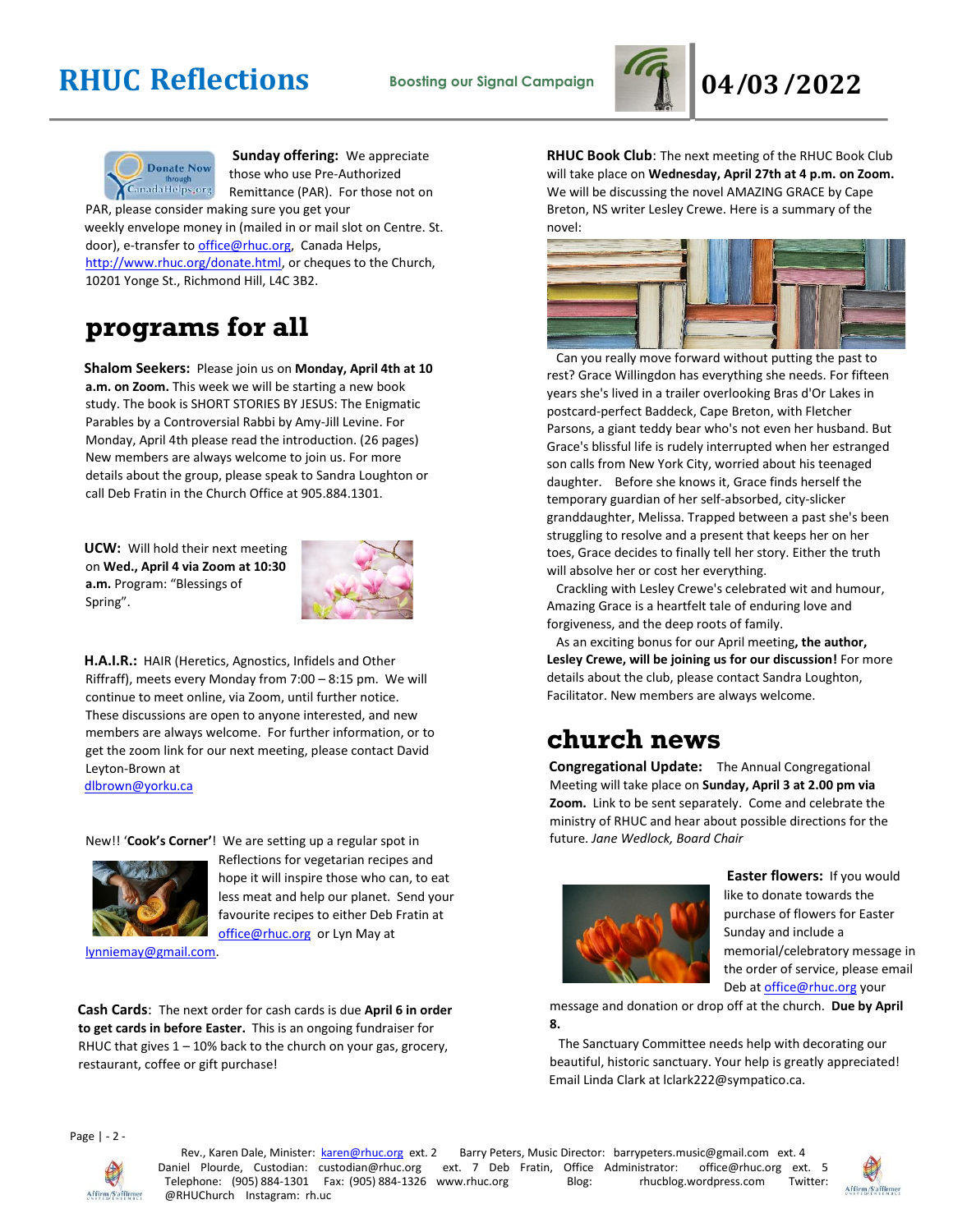# RHUC Reflections

**Boosting our Signal Campaign**

**04/03/2022**

**Sunday offering:** We appreciate those who use Pre-Authorized Remittance (PAR). For those not on PAR, please consider making sure you get your weekly envelope money in (mailed in or mail slot on Centre. St. door), e-transfer to office@rhuc.org, Canada Helps, http://www.rhuc.org/donate.html, or cheques to the Church, 10201 Yonge St., Richmond Hill, L4C 3B2.

## programs for all

**Shalom Seekers:** Please join us on **Monday, April 4th at 10 a.m. on Zoom.** This week we will be starting a new book study. The book is SHORT STORIES BY JESUS: The Enigmatic Parables by a Controversial Rabbi by Amy-Jill Levine. For Monday, April 4th please read the introduction. (26 pages) New members are always welcome to join us. For more details about the group, please speak to Sandra Loughton or call Deb Fratin in the Church Office at 905.884.1301.

**UCW:** Will hold their next meeting on **Wed., April 4 via Zoom at 10:30 a.m.** Program: "Blessings of Spring".

**H.A.I.R.:** HAIR (Heretics, Agnostics, Infidels and Other Riffraff), meets every Monday from 7:00 – 8:15 pm. We will continue to meet online, via Zoom, until further notice. These discussions are open to anyone interested, and new members are always welcome. For further information, or to get the zoom link for our next meeting, please contact David Leyton-Brown at dlbrown@yorku.ca

New!! '**Cook's Corner**'! We are setting up a regular spot in Reflections for vegetarian recipes and hope it will inspire those who can, to eat less meat and help our planet. Send your favourite recipes to either Deb Fratin at office@rhuc.org or Lyn May at lynniemay@gmail.com.

**Cash Cards**: The next order for cash cards is due **April 6 in order to get cards in before Easter.** This is an ongoing fundraiser for RHUC that gives 1 – 10% back to the church on your gas, grocery, restaurant, coffee or gift purchase!

**RHUC Book Club**: The next meeting of the RHUC Book Club will take place on **Wednesday, April 27th at 4 p.m. on Zoom.** We will be discussing the novel AMAZING GRACE by Cape Breton, NS writer Lesley Crewe. Here is a summary of the novel:

Can you really move forward without putting the past to rest? Grace Willingdon has everything she needs. For fifteen years she's lived in a trailer overlooking Bras d'Or Lakes in postcard-perfect Baddeck, Cape Breton, with Fletcher Parsons, a giant teddy bear who's not even her husband. But Grace's blissful life is rudely interrupted when her estranged son calls from New York City, worried about his teenaged daughter. Before she knows it, Grace finds herself the temporary guardian of her self-absorbed, city-slicker granddaughter, Melissa. Trapped between a past she's been struggling to resolve and a present that keeps her on her toes, Grace decides to finally tell her story. Either the truth will absolve her or cost her everything.

Crackling with Lesley Crewe's celebrated wit and humour, Amazing Grace is a heartfelt tale of enduring love and forgiveness, and the deep roots of family.

As an exciting bonus for our April meeting**, the author, Lesley Crewe, will be joining us for our discussion!** For more details about the club, please contact Sandra Loughton, Facilitator. New members are always welcome.

## church news

**Congregational Update:** The Annual Congregational Meeting will take place on **Sunday, April 3 at 2.00 pm via Zoom.** Link to be sent separately. Come and celebrate the ministry of RHUC and hear about possible directions for the future. *Jane Wedlock, Board Chair*

**Easter flowers:** If you would like to donate towards the purchase of flowers for Easter Sunday and include a memorial/celebratory message in the order of service, please email Deb at office@rhuc.org your message and donation or drop off at the church. **Due by April 8.**

The Sanctuary Committee needs help with decorating our beautiful, historic sanctuary. Your help is greatly appreciated! Email Linda Clark at lclark222@sympatico.ca.

Rev., Karen Dale, Minister: karen@rhuc.org ext. 2 Barry Peters, Music Director: barrypeters.music@gmail.com ext. 4 Daniel Plourde, Custodian: custodian@rhuc.org ext. 7 Deb Fratin, Office Administrator: office@rhuc.org ext. 5 Telephone: (905) 884-1301 Fax: (905) 884-1326 www.rhuc.org Blog: rhucblog.wordpress.com Twitter: @RHUChurch Instagram: rh.uc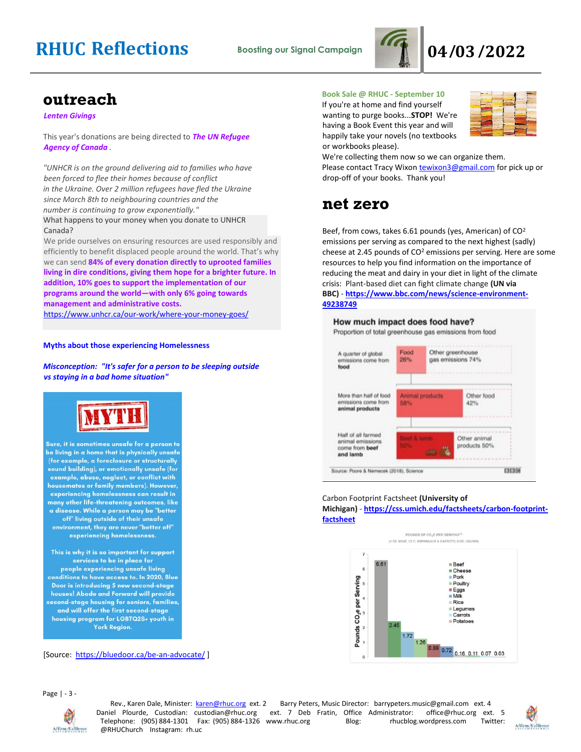## outreach

***Lenten Givings***

This year's donations are being directed to ***The UN Refugee Agency of Canada*** .

*"UNHCR is on the ground delivering aid to families who have been forced to flee their homes because of conflict in the Ukraine. Over 2 million refugees have fled the Ukraine since March 8th to neighbouring countries and the number is continuing to grow exponentially."*

What happens to your money when you donate to UNHCR Canada?

We pride ourselves on ensuring resources are used responsibly and efficiently to benefit displaced people around the world. That's why we can send **84% of every donation directly to uprooted families living in dire conditions, giving them hope for a brighter future. In addition, 10% goes to support the implementation of our programs around the world—with only 6% going towards management and administrative costs.**
https://www.unhcr.ca/our-work/where-your-money-goes/

**Myths about those experiencing Homelessness**

***Misconception: "It's safer for a person to be sleeping outside vs staying in a bad home situation"***

MYTH

Sure, it is sometimes unsafe for a person to be living in a home that is physically unsafe (for example, a foreclosure or structurally sound building), or emotionally unsafe (for example, abuse, neglect, or conflict with housemates or family members). However, experiencing homelessness can result in many other life-threatening outcomes, like a disease. While a person may be "better off" living outside of their unsafe environment, they are never "better off" experiencing homelessness.

This is why it is so important for support services to be in place for people experiencing unsafe living conditions to have access to. In 2020, Blue Door is introducing 5 new second-stage houses! Abode and Forward will provide second-stage housing for seniors, families, and will offer the first second-stage housing program for LGBTQ2S+ youth in York Region.

[Source: https://bluedoor.ca/be-an-advocate/ ]

**Book Sale @ RHUC - September 10**

If you're at home and find yourself wanting to purge books...**STOP!** We're having a Book Event this year and will happily take your novels (no textbooks or workbooks please).
We're collecting them now so we can organize them.
Please contact Tracy Wixon tewixon3@gmail.com for pick up or drop-off of your books. Thank you!

## net zero

Beef, from cows, takes 6.61 pounds (yes, American) of $CO^2$ emissions per serving as compared to the next highest (sadly) cheese at 2.45 pounds of $CO^2$ emissions per serving. Here are some resources to help you find information on the importance of reducing the meat and dairy in your diet in light of the climate crisis: Plant-based diet can fight climate change **(UN via BBC)** - **https://www.bbc.com/news/science-environment-49238749**

**How much impact does food have?**
Proportion of total greenhouse gas emissions from food

| | | |
|---|---|---|
| A quarter of global emissions come from **food** | Food 26% | Other greenhouse gas emissions 74% |
| More than half of food emissions come from **animal products** | Animal products 58% | Other food 42% |
| Half of all farmed animal emissions come from **beef and lamb** | Beef & lamb 50% | Other animal products 50% |

Source: Poore & Nemecek (2018), Science

Carbon Footprint Factsheet **(University of Michigan)** - **https://css.umich.edu/factsheets/carbon-footprint-factsheet**

POUNDS OF $CO_2E$ PER SERVING (4 OZ. MEAT, 1/2 C. ASPARAGUS & CARROTS, 8 OZ. LIQUIDS)

| Food | Pounds $CO_2e$ per Serving |
|---|---|
| Beef | 6.61 |
| Cheese | 2.45 |
| Pork | 1.72 |
| Poultry | 1.26 |
| Eggs | 0.89 |
| Milk | 0.72 |
| Rice | 0.16 |
| Legumes | 0.11 |
| Carrots | 0.07 |
| Potatoes | 0.03 |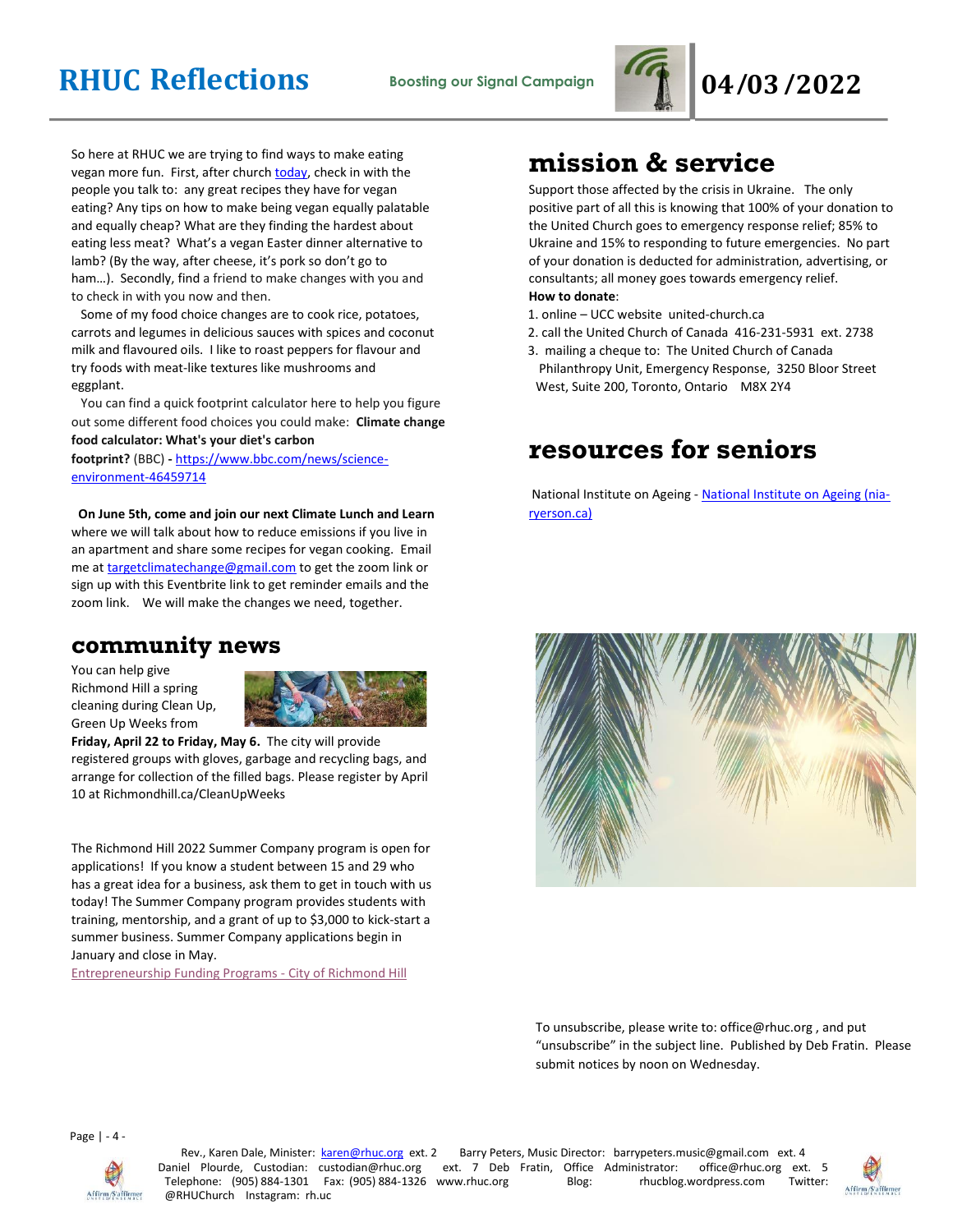So here at RHUC we are trying to find ways to make eating vegan more fun. First, after church today, check in with the people you talk to: any great recipes they have for vegan eating? Any tips on how to make being vegan equally palatable and equally cheap? What are they finding the hardest about eating less meat? What's a vegan Easter dinner alternative to lamb? (By the way, after cheese, it's pork so don't go to ham…). Secondly, find a friend to make changes with you and to check in with you now and then.

Some of my food choice changes are to cook rice, potatoes, carrots and legumes in delicious sauces with spices and coconut milk and flavoured oils. I like to roast peppers for flavour and try foods with meat-like textures like mushrooms and eggplant.

You can find a quick footprint calculator here to help you figure out some different food choices you could make: **Climate change food calculator: What's your diet's carbon footprint?** (BBC) - https://www.bbc.com/news/science-environment-46459714

**On June 5th, come and join our next Climate Lunch and Learn** where we will talk about how to reduce emissions if you live in an apartment and share some recipes for vegan cooking. Email me at targetclimatechange@gmail.com to get the zoom link or sign up with this Eventbrite link to get reminder emails and the zoom link. We will make the changes we need, together.

## community news

You can help give Richmond Hill a spring cleaning during Clean Up, Green Up Weeks from **Friday, April 22 to Friday, May 6.** The city will provide registered groups with gloves, garbage and recycling bags, and arrange for collection of the filled bags. Please register by April 10 at Richmondhill.ca/CleanUpWeeks

The Richmond Hill 2022 Summer Company program is open for applications! If you know a student between 15 and 29 who has a great idea for a business, ask them to get in touch with us today! The Summer Company program provides students with training, mentorship, and a grant of up to $3,000 to kick-start a summer business. Summer Company applications begin in January and close in May.

Entrepreneurship Funding Programs - City of Richmond Hill

## mission & service

Support those affected by the crisis in Ukraine. The only positive part of all this is knowing that 100% of your donation to the United Church goes to emergency response relief; 85% to Ukraine and 15% to responding to future emergencies. No part of your donation is deducted for administration, advertising, or consultants; all money goes towards emergency relief.

**How to donate**:

1. online – UCC website united-church.ca
2. call the United Church of Canada 416-231-5931 ext. 2738
3. mailing a cheque to: The United Church of Canada Philanthropy Unit, Emergency Response, 3250 Bloor Street West, Suite 200, Toronto, Ontario M8X 2Y4

## resources for seniors

National Institute on Ageing - National Institute on Ageing (nia-ryerson.ca)

To unsubscribe, please write to: office@rhuc.org , and put "unsubscribe" in the subject line. Published by Deb Fratin. Please submit notices by noon on Wednesday.

Rev., Karen Dale, Minister: karen@rhuc.org ext. 2 Barry Peters, Music Director: barrypeters.music@gmail.com ext. 4 Daniel Plourde, Custodian: custodian@rhuc.org ext. 7 Deb Fratin, Office Administrator: office@rhuc.org ext. 5 Telephone: (905) 884-1301 Fax: (905) 884-1326 www.rhuc.org Blog: rhucblog.wordpress.com Twitter: @RHUChurch Instagram: rh.uc